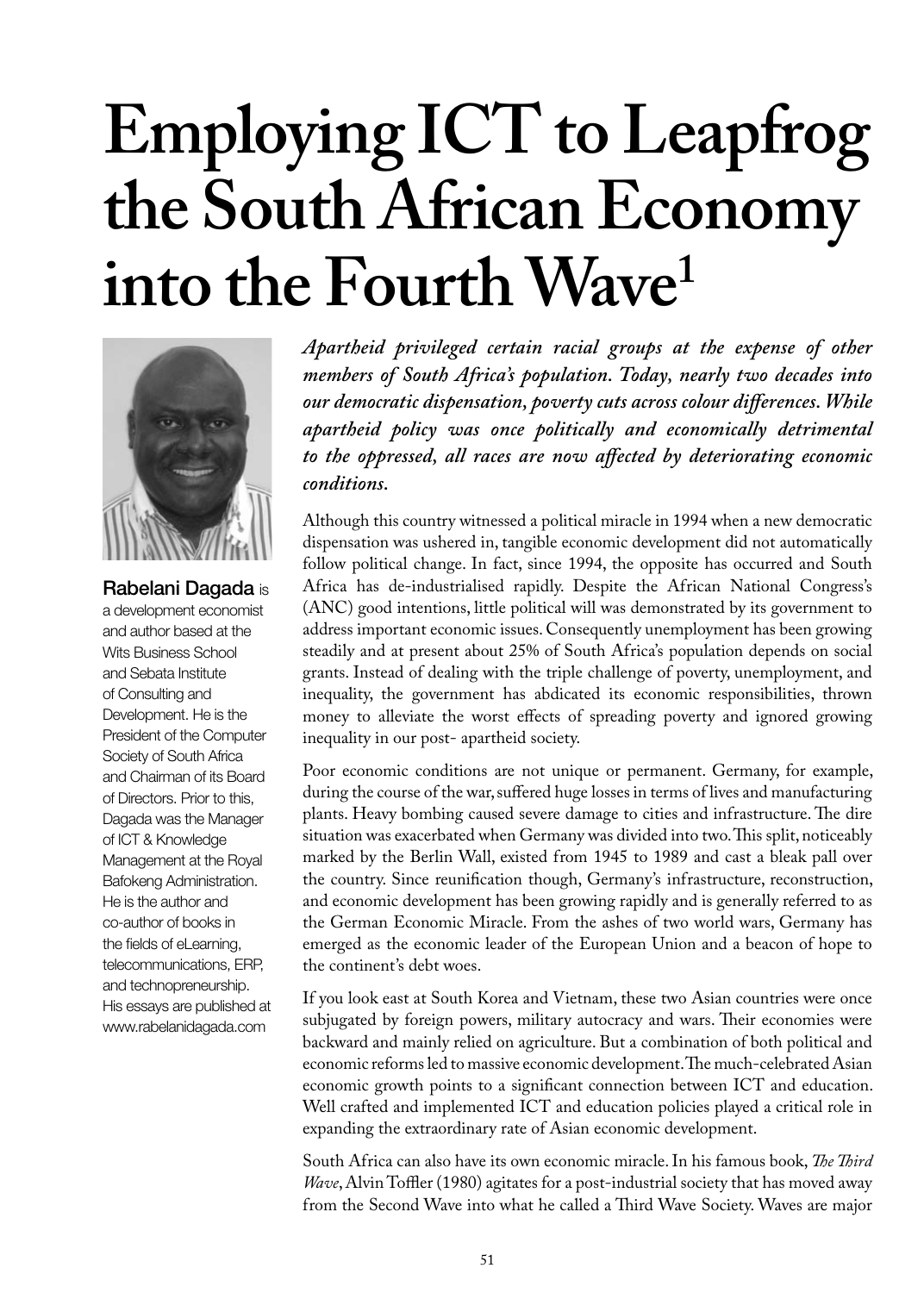# Employing ICT to Leapfrog the South African Economy into the Fourth Wave[1]

**Rabelani Dagada** is a development economist and author based at the Wits Business School and Sebata Institute of Consulting and Development. He is the President of the Computer Society of South Africa and Chairman of its Board of Directors. Prior to this, Dagada was the Manager of ICT & Knowledge Management at the Royal Bafokeng Administration. He is the author and co-author of books in the fields of eLearning, telecommunications, ERP, and technopreneurship. His essays are published at www.rabelanidagada.com

***Apartheid privileged certain racial groups at the expense of other members of South Africa's population. Today, nearly two decades into our democratic dispensation, poverty cuts across colour differences. While apartheid policy was once politically and economically detrimental to the oppressed, all races are now affected by deteriorating economic conditions.***

Although this country witnessed a political miracle in 1994 when a new democratic dispensation was ushered in, tangible economic development did not automatically follow political change. In fact, since 1994, the opposite has occurred and South Africa has de-industrialised rapidly. Despite the African National Congress's (ANC) good intentions, little political will was demonstrated by its government to address important economic issues. Consequently unemployment has been growing steadily and at present about 25% of South Africa's population depends on social grants. Instead of dealing with the triple challenge of poverty, unemployment, and inequality, the government has abdicated its economic responsibilities, thrown money to alleviate the worst effects of spreading poverty and ignored growing inequality in our post- apartheid society.

Poor economic conditions are not unique or permanent. Germany, for example, during the course of the war, suffered huge losses in terms of lives and manufacturing plants. Heavy bombing caused severe damage to cities and infrastructure. The dire situation was exacerbated when Germany was divided into two. This split, noticeably marked by the Berlin Wall, existed from 1945 to 1989 and cast a bleak pall over the country. Since reunification though, Germany's infrastructure, reconstruction, and economic development has been growing rapidly and is generally referred to as the German Economic Miracle. From the ashes of two world wars, Germany has emerged as the economic leader of the European Union and a beacon of hope to the continent's debt woes.

If you look east at South Korea and Vietnam, these two Asian countries were once subjugated by foreign powers, military autocracy and wars. Their economies were backward and mainly relied on agriculture. But a combination of both political and economic reforms led to massive economic development. The much-celebrated Asian economic growth points to a significant connection between ICT and education. Well crafted and implemented ICT and education policies played a critical role in expanding the extraordinary rate of Asian economic development.

South Africa can also have its own economic miracle. In his famous book, *The Third Wave*, Alvin Toffler (1980) agitates for a post-industrial society that has moved away from the Second Wave into what he called a Third Wave Society. Waves are major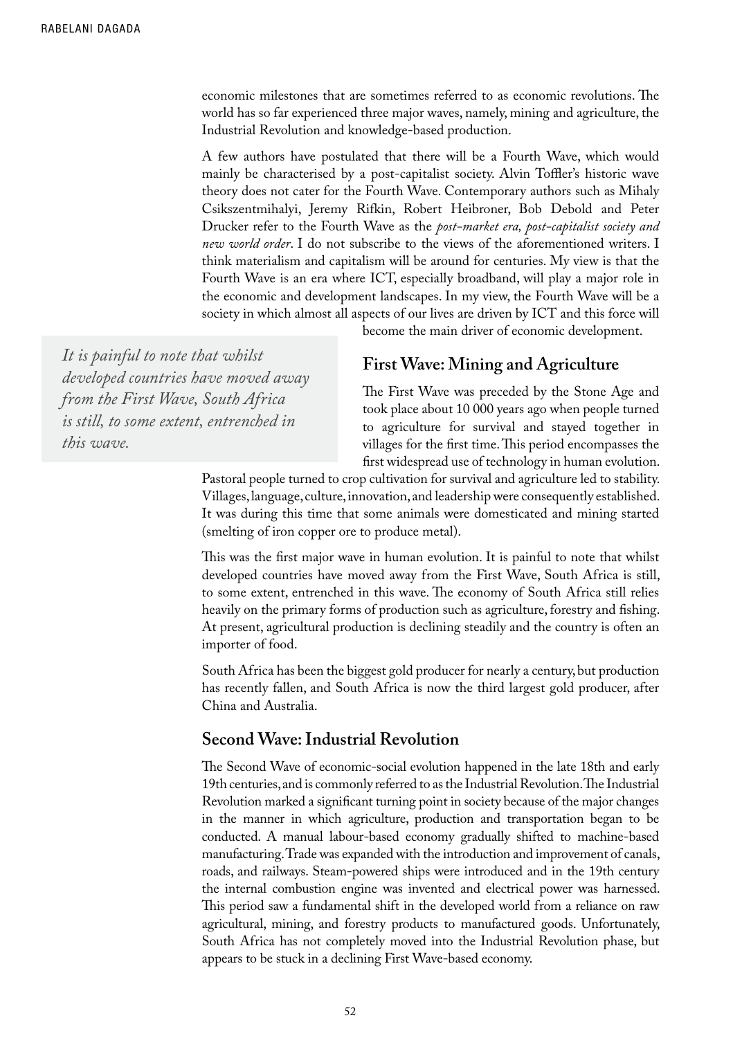economic milestones that are sometimes referred to as economic revolutions. The world has so far experienced three major waves, namely, mining and agriculture, the Industrial Revolution and knowledge-based production.

A few authors have postulated that there will be a Fourth Wave, which would mainly be characterised by a post-capitalist society. Alvin Toffler's historic wave theory does not cater for the Fourth Wave. Contemporary authors such as Mihaly Csikszentmihalyi, Jeremy Rifkin, Robert Heibroner, Bob Debold and Peter Drucker refer to the Fourth Wave as the *post-market era, post-capitalist society and new world order*. I do not subscribe to the views of the aforementioned writers. I think materialism and capitalism will be around for centuries. My view is that the Fourth Wave is an era where ICT, especially broadband, will play a major role in the economic and development landscapes. In my view, the Fourth Wave will be a society in which almost all aspects of our lives are driven by ICT and this force will become the main driver of economic development.

> *It is painful to note that whilst developed countries have moved away from the First Wave, South Africa is still, to some extent, entrenched in this wave.*

## First Wave: Mining and Agriculture

The First Wave was preceded by the Stone Age and took place about 10 000 years ago when people turned to agriculture for survival and stayed together in villages for the first time. This period encompasses the first widespread use of technology in human evolution. Pastoral people turned to crop cultivation for survival and agriculture led to stability. Villages, language, culture, innovation, and leadership were consequently established. It was during this time that some animals were domesticated and mining started (smelting of iron copper ore to produce metal).

This was the first major wave in human evolution. It is painful to note that whilst developed countries have moved away from the First Wave, South Africa is still, to some extent, entrenched in this wave. The economy of South Africa still relies heavily on the primary forms of production such as agriculture, forestry and fishing. At present, agricultural production is declining steadily and the country is often an importer of food.

South Africa has been the biggest gold producer for nearly a century, but production has recently fallen, and South Africa is now the third largest gold producer, after China and Australia.

## Second Wave: Industrial Revolution

The Second Wave of economic-social evolution happened in the late 18th and early 19th centuries, and is commonly referred to as the Industrial Revolution. The Industrial Revolution marked a significant turning point in society because of the major changes in the manner in which agriculture, production and transportation began to be conducted. A manual labour-based economy gradually shifted to machine-based manufacturing. Trade was expanded with the introduction and improvement of canals, roads, and railways. Steam-powered ships were introduced and in the 19th century the internal combustion engine was invented and electrical power was harnessed. This period saw a fundamental shift in the developed world from a reliance on raw agricultural, mining, and forestry products to manufactured goods. Unfortunately, South Africa has not completely moved into the Industrial Revolution phase, but appears to be stuck in a declining First Wave-based economy.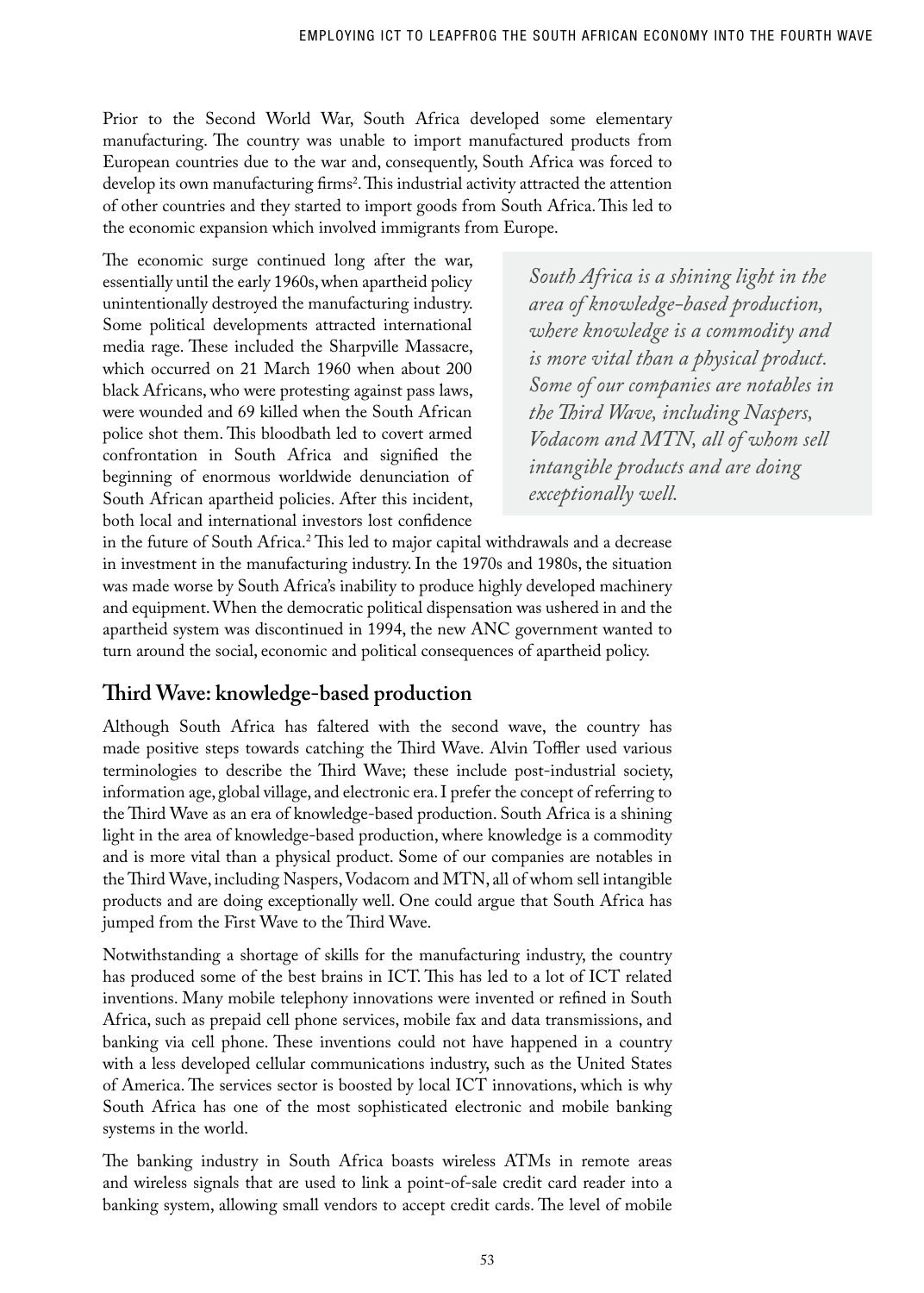Prior to the Second World War, South Africa developed some elementary manufacturing. The country was unable to import manufactured products from European countries due to the war and, consequently, South Africa was forced to develop its own manufacturing firms[2]. This industrial activity attracted the attention of other countries and they started to import goods from South Africa. This led to the economic expansion which involved immigrants from Europe.

The economic surge continued long after the war, essentially until the early 1960s, when apartheid policy unintentionally destroyed the manufacturing industry. Some political developments attracted international media rage. These included the Sharpville Massacre, which occurred on 21 March 1960 when about 200 black Africans, who were protesting against pass laws, were wounded and 69 killed when the South African police shot them. This bloodbath led to covert armed confrontation in South Africa and signified the beginning of enormous worldwide denunciation of South African apartheid policies. After this incident, both local and international investors lost confidence in the future of South Africa.[2] This led to major capital withdrawals and a decrease in investment in the manufacturing industry. In the 1970s and 1980s, the situation was made worse by South Africa's inability to produce highly developed machinery and equipment. When the democratic political dispensation was ushered in and the apartheid system was discontinued in 1994, the new ANC government wanted to turn around the social, economic and political consequences of apartheid policy.

> *South Africa is a shining light in the area of knowledge-based production, where knowledge is a commodity and is more vital than a physical product. Some of our companies are notables in the Third Wave, including Naspers, Vodacom and MTN, all of whom sell intangible products and are doing exceptionally well.*

## Third Wave: knowledge-based production

Although South Africa has faltered with the second wave, the country has made positive steps towards catching the Third Wave. Alvin Toffler used various terminologies to describe the Third Wave; these include post-industrial society, information age, global village, and electronic era. I prefer the concept of referring to the Third Wave as an era of knowledge-based production. South Africa is a shining light in the area of knowledge-based production, where knowledge is a commodity and is more vital than a physical product. Some of our companies are notables in the Third Wave, including Naspers, Vodacom and MTN, all of whom sell intangible products and are doing exceptionally well. One could argue that South Africa has jumped from the First Wave to the Third Wave.

Notwithstanding a shortage of skills for the manufacturing industry, the country has produced some of the best brains in ICT. This has led to a lot of ICT related inventions. Many mobile telephony innovations were invented or refined in South Africa, such as prepaid cell phone services, mobile fax and data transmissions, and banking via cell phone. These inventions could not have happened in a country with a less developed cellular communications industry, such as the United States of America. The services sector is boosted by local ICT innovations, which is why South Africa has one of the most sophisticated electronic and mobile banking systems in the world.

The banking industry in South Africa boasts wireless ATMs in remote areas and wireless signals that are used to link a point-of-sale credit card reader into a banking system, allowing small vendors to accept credit cards. The level of mobile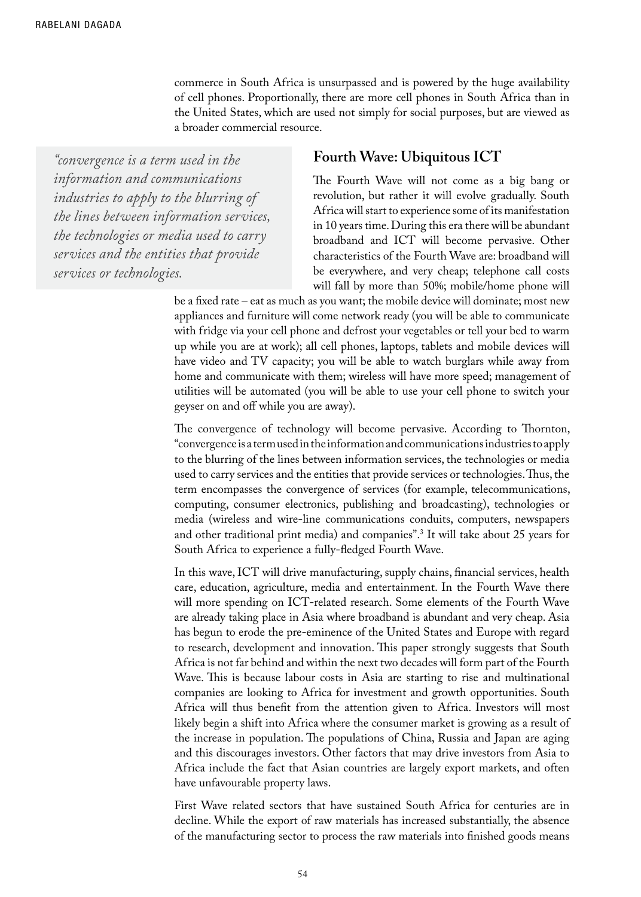commerce in South Africa is unsurpassed and is powered by the huge availability of cell phones. Proportionally, there are more cell phones in South Africa than in the United States, which are used not simply for social purposes, but are viewed as a broader commercial resource.

> *"convergence is a term used in the information and communications industries to apply to the blurring of the lines between information services, the technologies or media used to carry services and the entities that provide services or technologies.*

## Fourth Wave: Ubiquitous ICT

The Fourth Wave will not come as a big bang or revolution, but rather it will evolve gradually. South Africa will start to experience some of its manifestation in 10 years time. During this era there will be abundant broadband and ICT will become pervasive. Other characteristics of the Fourth Wave are: broadband will be everywhere, and very cheap; telephone call costs will fall by more than 50%; mobile/home phone will be a fixed rate – eat as much as you want; the mobile device will dominate; most new appliances and furniture will come network ready (you will be able to communicate with fridge via your cell phone and defrost your vegetables or tell your bed to warm up while you are at work); all cell phones, laptops, tablets and mobile devices will have video and TV capacity; you will be able to watch burglars while away from home and communicate with them; wireless will have more speed; management of utilities will be automated (you will be able to use your cell phone to switch your geyser on and off while you are away).

The convergence of technology will become pervasive. According to Thornton, "convergence is a term used in the information and communications industries to apply to the blurring of the lines between information services, the technologies or media used to carry services and the entities that provide services or technologies. Thus, the term encompasses the convergence of services (for example, telecommunications, computing, consumer electronics, publishing and broadcasting), technologies or media (wireless and wire-line communications conduits, computers, newspapers and other traditional print media) and companies".[3] It will take about 25 years for South Africa to experience a fully-fledged Fourth Wave.

In this wave, ICT will drive manufacturing, supply chains, financial services, health care, education, agriculture, media and entertainment. In the Fourth Wave there will more spending on ICT-related research. Some elements of the Fourth Wave are already taking place in Asia where broadband is abundant and very cheap. Asia has begun to erode the pre-eminence of the United States and Europe with regard to research, development and innovation. This paper strongly suggests that South Africa is not far behind and within the next two decades will form part of the Fourth Wave. This is because labour costs in Asia are starting to rise and multinational companies are looking to Africa for investment and growth opportunities. South Africa will thus benefit from the attention given to Africa. Investors will most likely begin a shift into Africa where the consumer market is growing as a result of the increase in population. The populations of China, Russia and Japan are aging and this discourages investors. Other factors that may drive investors from Asia to Africa include the fact that Asian countries are largely export markets, and often have unfavourable property laws.

First Wave related sectors that have sustained South Africa for centuries are in decline. While the export of raw materials has increased substantially, the absence of the manufacturing sector to process the raw materials into finished goods means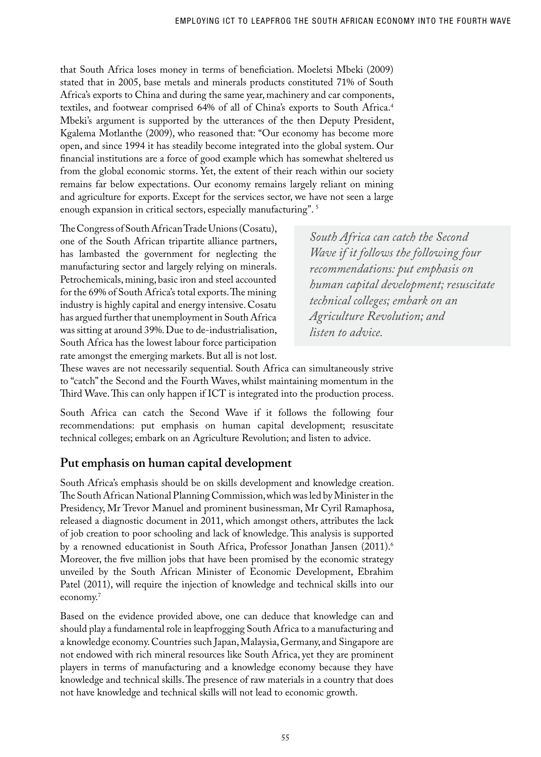that South Africa loses money in terms of beneficiation. Moeletsi Mbeki (2009) stated that in 2005, base metals and minerals products constituted 71% of South Africa's exports to China and during the same year, machinery and car components, textiles, and footwear comprised 64% of all of China's exports to South Africa.[4] Mbeki's argument is supported by the utterances of the then Deputy President, Kgalema Motlanthe (2009), who reasoned that: "Our economy has become more open, and since 1994 it has steadily become integrated into the global system. Our financial institutions are a force of good example which has somewhat sheltered us from the global economic storms. Yet, the extent of their reach within our society remains far below expectations. Our economy remains largely reliant on mining and agriculture for exports. Except for the services sector, we have not seen a large enough expansion in critical sectors, especially manufacturing".[5]

The Congress of South African Trade Unions (Cosatu), one of the South African tripartite alliance partners, has lambasted the government for neglecting the manufacturing sector and largely relying on minerals. Petrochemicals, mining, basic iron and steel accounted for the 69% of South Africa's total exports. The mining industry is highly capital and energy intensive. Cosatu has argued further that unemployment in South Africa was sitting at around 39%. Due to de-industrialisation, South Africa has the lowest labour force participation rate amongst the emerging markets. But all is not lost. These waves are not necessarily sequential. South Africa can simultaneously strive to "catch" the Second and the Fourth Waves, whilst maintaining momentum in the Third Wave. This can only happen if ICT is integrated into the production process.

> *South Africa can catch the Second Wave if it follows the following four recommendations: put emphasis on human capital development; resuscitate technical colleges; embark on an Agriculture Revolution; and listen to advice.*

South Africa can catch the Second Wave if it follows the following four recommendations: put emphasis on human capital development; resuscitate technical colleges; embark on an Agriculture Revolution; and listen to advice.

## Put emphasis on human capital development

South Africa's emphasis should be on skills development and knowledge creation. The South African National Planning Commission, which was led by Minister in the Presidency, Mr Trevor Manuel and prominent businessman, Mr Cyril Ramaphosa, released a diagnostic document in 2011, which amongst others, attributes the lack of job creation to poor schooling and lack of knowledge. This analysis is supported by a renowned educationist in South Africa, Professor Jonathan Jansen (2011).[6] Moreover, the five million jobs that have been promised by the economic strategy unveiled by the South African Minister of Economic Development, Ebrahim Patel (2011), will require the injection of knowledge and technical skills into our economy.[7]

Based on the evidence provided above, one can deduce that knowledge can and should play a fundamental role in leapfrogging South Africa to a manufacturing and a knowledge economy. Countries such Japan, Malaysia, Germany, and Singapore are not endowed with rich mineral resources like South Africa, yet they are prominent players in terms of manufacturing and a knowledge economy because they have knowledge and technical skills. The presence of raw materials in a country that does not have knowledge and technical skills will not lead to economic growth.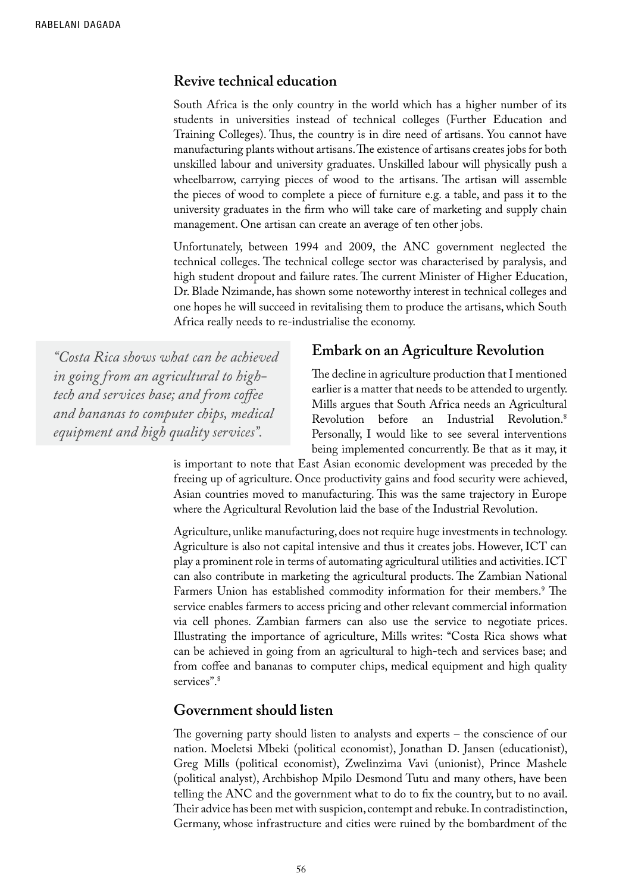## Revive technical education

South Africa is the only country in the world which has a higher number of its students in universities instead of technical colleges (Further Education and Training Colleges). Thus, the country is in dire need of artisans. You cannot have manufacturing plants without artisans. The existence of artisans creates jobs for both unskilled labour and university graduates. Unskilled labour will physically push a wheelbarrow, carrying pieces of wood to the artisans. The artisan will assemble the pieces of wood to complete a piece of furniture e.g. a table, and pass it to the university graduates in the firm who will take care of marketing and supply chain management. One artisan can create an average of ten other jobs.

Unfortunately, between 1994 and 2009, the ANC government neglected the technical colleges. The technical college sector was characterised by paralysis, and high student dropout and failure rates. The current Minister of Higher Education, Dr. Blade Nzimande, has shown some noteworthy interest in technical colleges and one hopes he will succeed in revitalising them to produce the artisans, which South Africa really needs to re-industrialise the economy.

> *"Costa Rica shows what can be achieved in going from an agricultural to high-tech and services base; and from coffee and bananas to computer chips, medical equipment and high quality services".*

## Embark on an Agriculture Revolution

The decline in agriculture production that I mentioned earlier is a matter that needs to be attended to urgently. Mills argues that South Africa needs an Agricultural Revolution before an Industrial Revolution.[8] Personally, I would like to see several interventions being implemented concurrently. Be that as it may, it is important to note that East Asian economic development was preceded by the freeing up of agriculture. Once productivity gains and food security were achieved, Asian countries moved to manufacturing. This was the same trajectory in Europe where the Agricultural Revolution laid the base of the Industrial Revolution.

Agriculture, unlike manufacturing, does not require huge investments in technology. Agriculture is also not capital intensive and thus it creates jobs. However, ICT can play a prominent role in terms of automating agricultural utilities and activities. ICT can also contribute in marketing the agricultural products. The Zambian National Farmers Union has established commodity information for their members.[9] The service enables farmers to access pricing and other relevant commercial information via cell phones. Zambian farmers can also use the service to negotiate prices. Illustrating the importance of agriculture, Mills writes: "Costa Rica shows what can be achieved in going from an agricultural to high-tech and services base; and from coffee and bananas to computer chips, medical equipment and high quality services".[8]

## Government should listen

The governing party should listen to analysts and experts – the conscience of our nation. Moeletsi Mbeki (political economist), Jonathan D. Jansen (educationist), Greg Mills (political economist), Zwelinzima Vavi (unionist), Prince Mashele (political analyst), Archbishop Mpilo Desmond Tutu and many others, have been telling the ANC and the government what to do to fix the country, but to no avail. Their advice has been met with suspicion, contempt and rebuke. In contradistinction, Germany, whose infrastructure and cities were ruined by the bombardment of the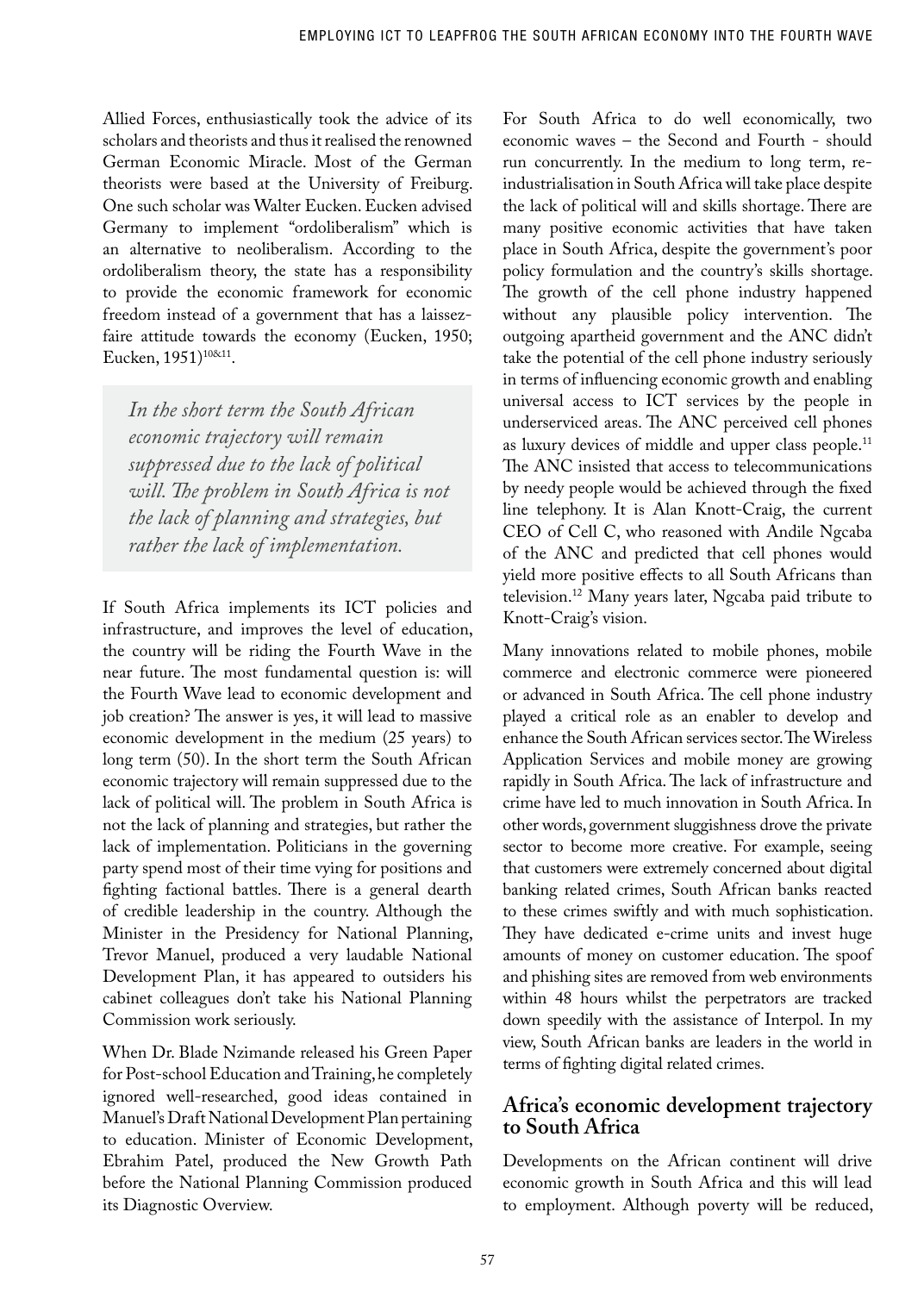Allied Forces, enthusiastically took the advice of its scholars and theorists and thus it realised the renowned German Economic Miracle. Most of the German theorists were based at the University of Freiburg. One such scholar was Walter Eucken. Eucken advised Germany to implement "ordoliberalism" which is an alternative to neoliberalism. According to the ordoliberalism theory, the state has a responsibility to provide the economic framework for economic freedom instead of a government that has a laissez-faire attitude towards the economy (Eucken, 1950; Eucken, 1951)[10&11].

> *In the short term the South African economic trajectory will remain suppressed due to the lack of political will. The problem in South Africa is not the lack of planning and strategies, but rather the lack of implementation.*

If South Africa implements its ICT policies and infrastructure, and improves the level of education, the country will be riding the Fourth Wave in the near future. The most fundamental question is: will the Fourth Wave lead to economic development and job creation? The answer is yes, it will lead to massive economic development in the medium (25 years) to long term (50). In the short term the South African economic trajectory will remain suppressed due to the lack of political will. The problem in South Africa is not the lack of planning and strategies, but rather the lack of implementation. Politicians in the governing party spend most of their time vying for positions and fighting factional battles. There is a general dearth of credible leadership in the country. Although the Minister in the Presidency for National Planning, Trevor Manuel, produced a very laudable National Development Plan, it has appeared to outsiders his cabinet colleagues don't take his National Planning Commission work seriously.

When Dr. Blade Nzimande released his Green Paper for Post-school Education and Training, he completely ignored well-researched, good ideas contained in Manuel's Draft National Development Plan pertaining to education. Minister of Economic Development, Ebrahim Patel, produced the New Growth Path before the National Planning Commission produced its Diagnostic Overview.

For South Africa to do well economically, two economic waves – the Second and Fourth - should run concurrently. In the medium to long term, re-industrialisation in South Africa will take place despite the lack of political will and skills shortage. There are many positive economic activities that have taken place in South Africa, despite the government's poor policy formulation and the country's skills shortage. The growth of the cell phone industry happened without any plausible policy intervention. The outgoing apartheid government and the ANC didn't take the potential of the cell phone industry seriously in terms of influencing economic growth and enabling universal access to ICT services by the people in underserviced areas. The ANC perceived cell phones as luxury devices of middle and upper class people.[11] The ANC insisted that access to telecommunications by needy people would be achieved through the fixed line telephony. It is Alan Knott-Craig, the current CEO of Cell C, who reasoned with Andile Ngcaba of the ANC and predicted that cell phones would yield more positive effects to all South Africans than television.[12] Many years later, Ngcaba paid tribute to Knott-Craig's vision.

Many innovations related to mobile phones, mobile commerce and electronic commerce were pioneered or advanced in South Africa. The cell phone industry played a critical role as an enabler to develop and enhance the South African services sector. The Wireless Application Services and mobile money are growing rapidly in South Africa. The lack of infrastructure and crime have led to much innovation in South Africa. In other words, government sluggishness drove the private sector to become more creative. For example, seeing that customers were extremely concerned about digital banking related crimes, South African banks reacted to these crimes swiftly and with much sophistication. They have dedicated e-crime units and invest huge amounts of money on customer education. The spoof and phishing sites are removed from web environments within 48 hours whilst the perpetrators are tracked down speedily with the assistance of Interpol. In my view, South African banks are leaders in the world in terms of fighting digital related crimes.

## Africa's economic development trajectory to South Africa

Developments on the African continent will drive economic growth in South Africa and this will lead to employment. Although poverty will be reduced,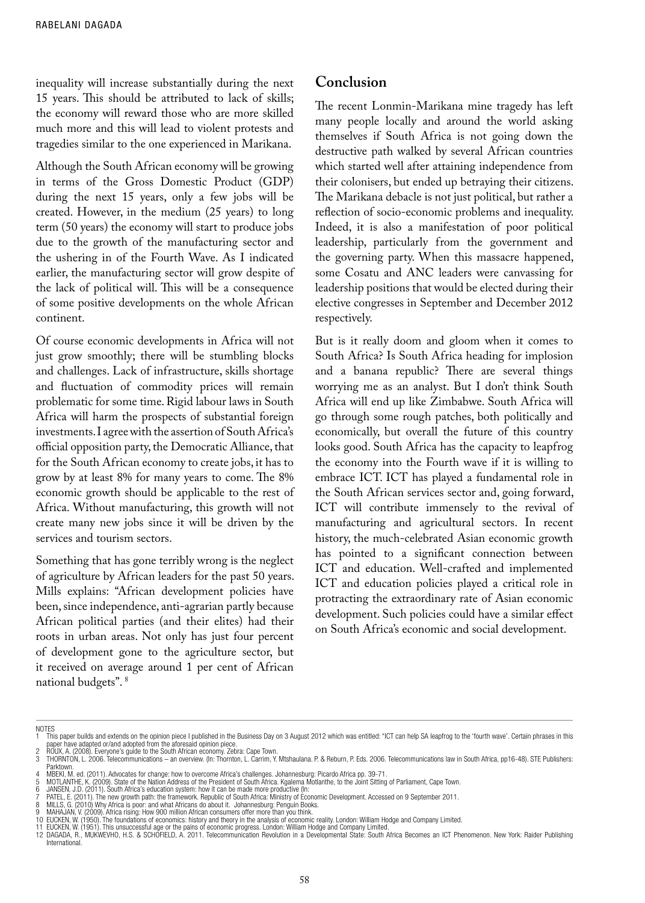inequality will increase substantially during the next 15 years. This should be attributed to lack of skills; the economy will reward those who are more skilled much more and this will lead to violent protests and tragedies similar to the one experienced in Marikana.

Although the South African economy will be growing in terms of the Gross Domestic Product (GDP) during the next 15 years, only a few jobs will be created. However, in the medium (25 years) to long term (50 years) the economy will start to produce jobs due to the growth of the manufacturing sector and the ushering in of the Fourth Wave. As I indicated earlier, the manufacturing sector will grow despite of the lack of political will. This will be a consequence of some positive developments on the whole African continent.

Of course economic developments in Africa will not just grow smoothly; there will be stumbling blocks and challenges. Lack of infrastructure, skills shortage and fluctuation of commodity prices will remain problematic for some time. Rigid labour laws in South Africa will harm the prospects of substantial foreign investments. I agree with the assertion of South Africa's official opposition party, the Democratic Alliance, that for the South African economy to create jobs, it has to grow by at least 8% for many years to come. The 8% economic growth should be applicable to the rest of Africa. Without manufacturing, this growth will not create many new jobs since it will be driven by the services and tourism sectors.

Something that has gone terribly wrong is the neglect of agriculture by African leaders for the past 50 years. Mills explains: "African development policies have been, since independence, anti-agrarian partly because African political parties (and their elites) had their roots in urban areas. Not only has just four percent of development gone to the agriculture sector, but it received on average around 1 per cent of African national budgets". [8]

## Conclusion

The recent Lonmin-Marikana mine tragedy has left many people locally and around the world asking themselves if South Africa is not going down the destructive path walked by several African countries which started well after attaining independence from their colonisers, but ended up betraying their citizens. The Marikana debacle is not just political, but rather a reflection of socio-economic problems and inequality. Indeed, it is also a manifestation of poor political leadership, particularly from the government and the governing party. When this massacre happened, some Cosatu and ANC leaders were canvassing for leadership positions that would be elected during their elective congresses in September and December 2012 respectively.

But is it really doom and gloom when it comes to South Africa? Is South Africa heading for implosion and a banana republic? There are several things worrying me as an analyst. But I don't think South Africa will end up like Zimbabwe. South Africa will go through some rough patches, both politically and economically, but overall the future of this country looks good. South Africa has the capacity to leapfrog the economy into the Fourth wave if it is willing to embrace ICT. ICT has played a fundamental role in the South African services sector and, going forward, ICT will contribute immensely to the revival of manufacturing and agricultural sectors. In recent history, the much-celebrated Asian economic growth has pointed to a significant connection between ICT and education. Well-crafted and implemented ICT and education policies played a critical role in protracting the extraordinary rate of Asian economic development. Such policies could have a similar effect on South Africa's economic and social development.

NOTES

1. This paper builds and extends on the opinion piece I published in the Business Day on 3 August 2012 which was entitled: "ICT can help SA leapfrog to the 'fourth wave'. Certain phrases in this paper have adapted or/and adopted from the aforesaid opinion piece.
2. ROUX, A. (2008). Everyone's guide to the South African economy. Zebra: Cape Town.
3. THORNTON, L. 2006. Telecommunications – an overview. (In: Thornton, L. Carrim, Y. Mtshaulana. P. & Reburn, P. Eds. 2006. Telecommunications law in South Africa, pp16-48). STE Publishers: Parktown.
4. MBEKI, M. ed. (2011). Advocates for change: how to overcome Africa's challenges. Johannesburg: Picardo Africa pp. 39-71.
5. MOTLANTHE, K. (2009). State of the Nation Address of the President of South Africa. Kgalema Motlanthe, to the Joint Sitting of Parliament, Cape Town.
6. JANSEN, J.D. (2011). South Africa's education system: how it can be made more productive (In:
7. PATEL, E. (2011). The new growth path: the framework. Republic of South Africa: Ministry of Economic Development. Accessed on 9 September 2011.
8. MILLS, G. (2010) Why Africa is poor: and what Africans do about it. Johannesburg: Penguin Books.
9. MAHAJAN, V. (2009). Africa rising: How 900 million African consumers offer more than you think.
10. EUCKEN, W. (1950). The foundations of economics: history and theory in the analysis of economic reality. London: William Hodge and Company Limited.
11. EUCKEN, W. (1951). This unsuccessful age or the pains of economic progress. London: William Hodge and Company Limited.
12. DAGADA, R., MUKWEVHO, H.S. & SCHOFIELD, A. 2011. Telecommunication Revolution in a Developmental State: South Africa Becomes an ICT Phenomenon. New York: Raider Publishing International.